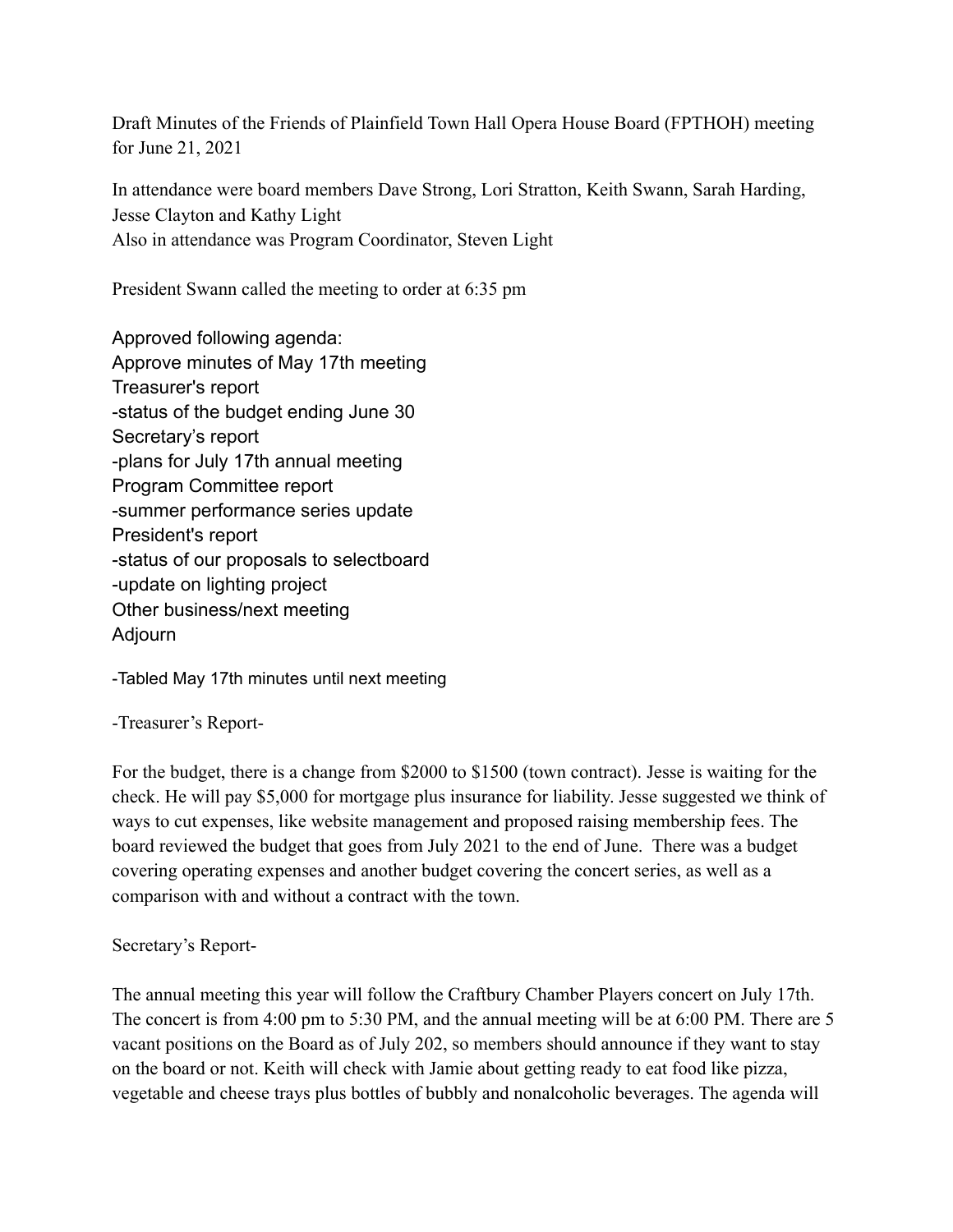Draft Minutes of the Friends of Plainfield Town Hall Opera House Board (FPTHOH) meeting for June 21, 2021

In attendance were board members Dave Strong, Lori Stratton, Keith Swann, Sarah Harding, Jesse Clayton and Kathy Light
Also in attendance was Program Coordinator, Steven Light

President Swann called the meeting to order at 6:35 pm

Approved following agenda:
Approve minutes of May 17th meeting
Treasurer's report
-status of the budget ending June 30
Secretary's report
-plans for July 17th annual meeting
Program Committee report
-summer performance series update
President's report
-status of our proposals to selectboard
-update on lighting project
Other business/next meeting
Adjourn

-Tabled May 17th minutes until next meeting

-Treasurer's Report-

For the budget, there is a change from $2000 to $1500 (town contract). Jesse is waiting for the check. He will pay $5,000 for mortgage plus insurance for liability. Jesse suggested we think of ways to cut expenses, like website management and proposed raising membership fees. The board reviewed the budget that goes from July 2021 to the end of June. There was a budget covering operating expenses and another budget covering the concert series, as well as a comparison with and without a contract with the town.

Secretary's Report-

The annual meeting this year will follow the Craftbury Chamber Players concert on July 17th. The concert is from 4:00 pm to 5:30 PM, and the annual meeting will be at 6:00 PM. There are 5 vacant positions on the Board as of July 202, so members should announce if they want to stay on the board or not. Keith will check with Jamie about getting ready to eat food like pizza, vegetable and cheese trays plus bottles of bubbly and nonalcoholic beverages. The agenda will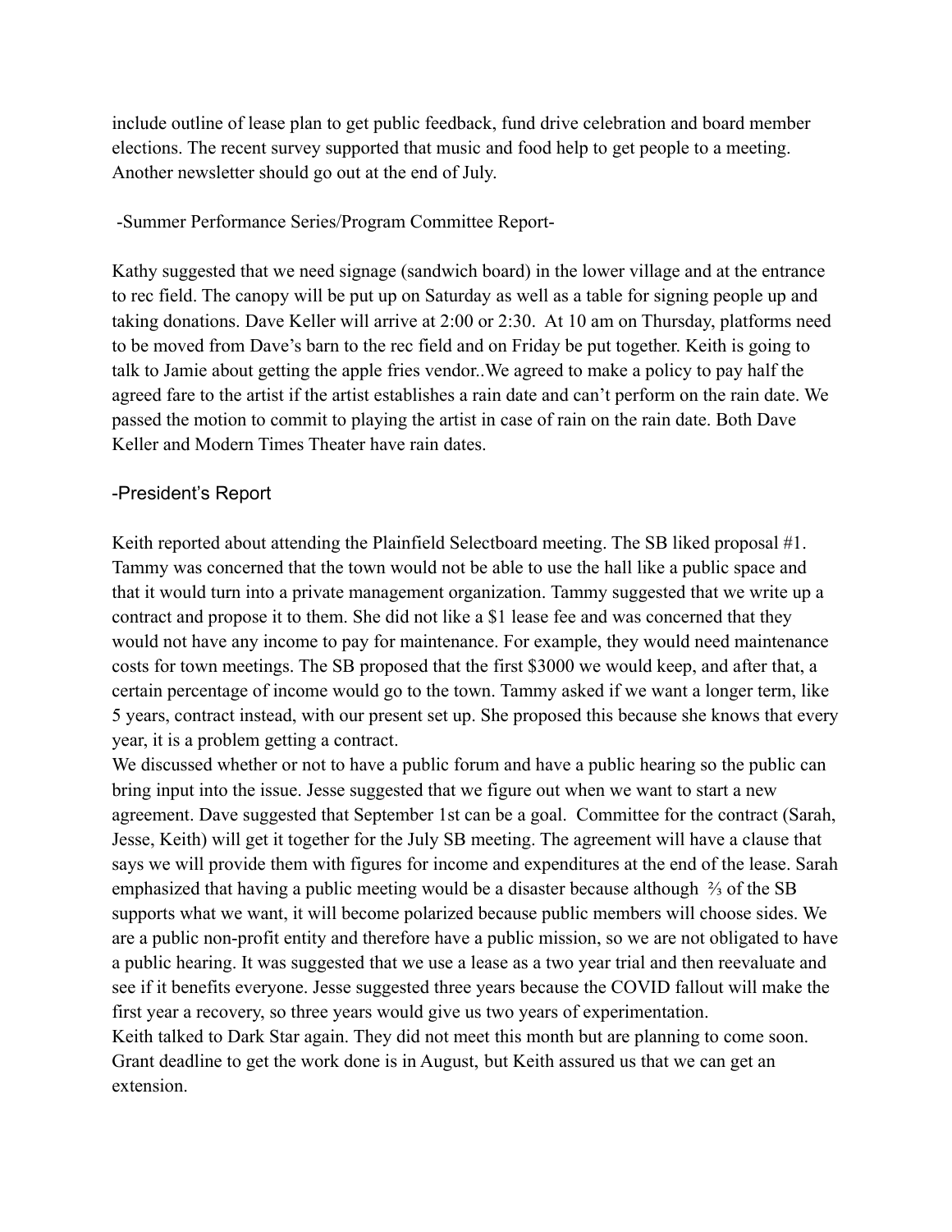include outline of lease plan to get public feedback, fund drive celebration and board member elections. The recent survey supported that music and food help to get people to a meeting. Another newsletter should go out at the end of July.

-Summer Performance Series/Program Committee Report-

Kathy suggested that we need signage (sandwich board) in the lower village and at the entrance to rec field. The canopy will be put up on Saturday as well as a table for signing people up and taking donations. Dave Keller will arrive at 2:00 or 2:30. At 10 am on Thursday, platforms need to be moved from Dave's barn to the rec field and on Friday be put together. Keith is going to talk to Jamie about getting the apple fries vendor..We agreed to make a policy to pay half the agreed fare to the artist if the artist establishes a rain date and can't perform on the rain date. We passed the motion to commit to playing the artist in case of rain on the rain date. Both Dave Keller and Modern Times Theater have rain dates.

## -President's Report

Keith reported about attending the Plainfield Selectboard meeting. The SB liked proposal #1. Tammy was concerned that the town would not be able to use the hall like a public space and that it would turn into a private management organization. Tammy suggested that we write up a contract and propose it to them. She did not like a $1 lease fee and was concerned that they would not have any income to pay for maintenance. For example, they would need maintenance costs for town meetings. The SB proposed that the first $3000 we would keep, and after that, a certain percentage of income would go to the town. Tammy asked if we want a longer term, like 5 years, contract instead, with our present set up. She proposed this because she knows that every year, it is a problem getting a contract.

We discussed whether or not to have a public forum and have a public hearing so the public can bring input into the issue. Jesse suggested that we figure out when we want to start a new agreement. Dave suggested that September 1st can be a goal. Committee for the contract (Sarah, Jesse, Keith) will get it together for the July SB meeting. The agreement will have a clause that says we will provide them with figures for income and expenditures at the end of the lease. Sarah emphasized that having a public meeting would be a disaster because although ⅔ of the SB supports what we want, it will become polarized because public members will choose sides. We are a public non-profit entity and therefore have a public mission, so we are not obligated to have a public hearing. It was suggested that we use a lease as a two year trial and then reevaluate and see if it benefits everyone. Jesse suggested three years because the COVID fallout will make the first year a recovery, so three years would give us two years of experimentation.

Keith talked to Dark Star again. They did not meet this month but are planning to come soon. Grant deadline to get the work done is in August, but Keith assured us that we can get an extension.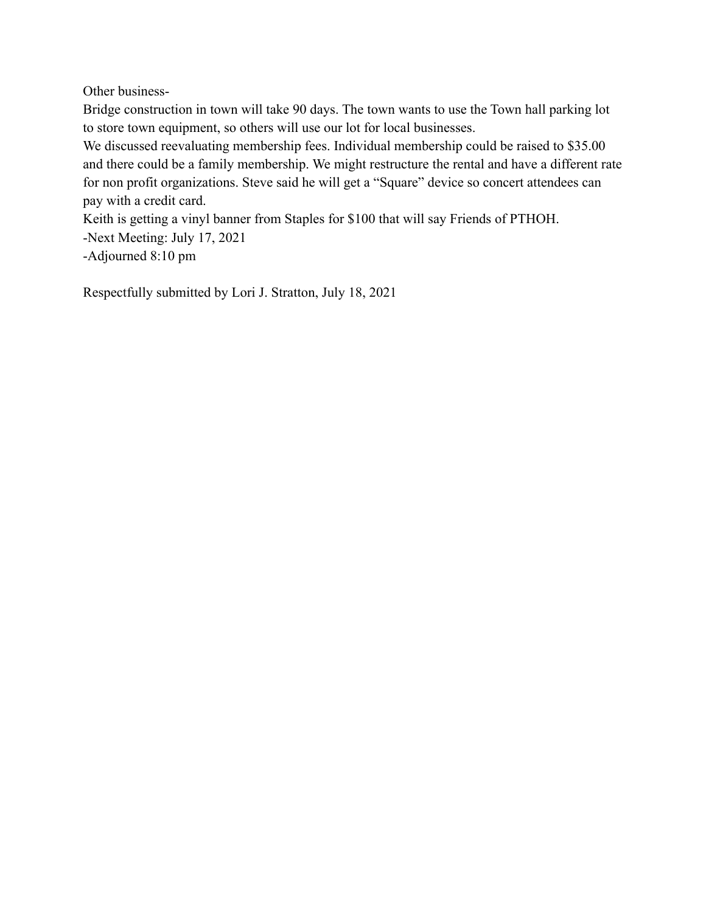Other business-

Bridge construction in town will take 90 days. The town wants to use the Town hall parking lot to store town equipment, so others will use our lot for local businesses.

We discussed reevaluating membership fees. Individual membership could be raised to $35.00 and there could be a family membership. We might restructure the rental and have a different rate for non profit organizations. Steve said he will get a "Square" device so concert attendees can pay with a credit card.

Keith is getting a vinyl banner from Staples for $100 that will say Friends of PTHOH.

-Next Meeting: July 17, 2021

-Adjourned 8:10 pm

Respectfully submitted by Lori J. Stratton, July 18, 2021